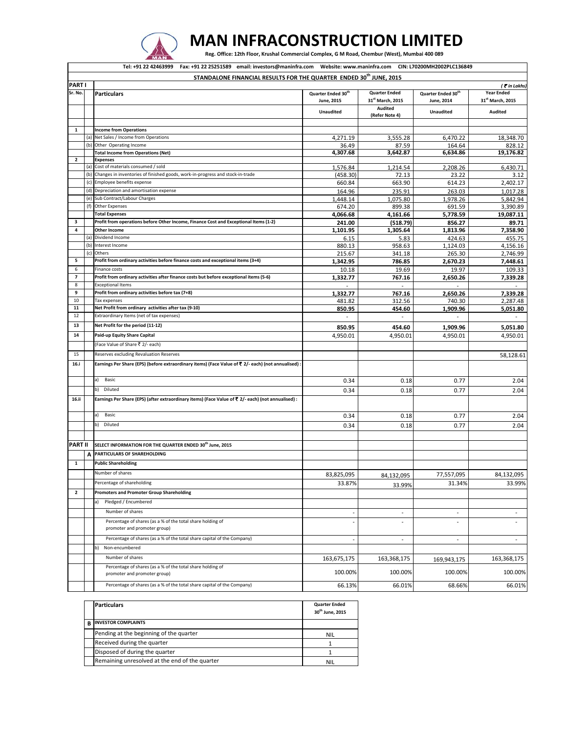# MAN INFRACONSTRUCTION LIMITED

**Reg. Office: 12th Floor, Krushal Commercial Complex, G M Road, Chembur (West), Mumbai 400 089**

**Tel: +91 22 42463999 Fax: +91 22 25251589 email: investors@maninfra.com Website: www.maninfra.com CIN: L70200MH2002PLC136849**

## STANDALONE FINANCIAL RESULTS FOR THE QUARTER ENDED 30th JUNE, 2015

| PART I | | | | | | ( ₹ in Lakhs) |
|---|---|---|---|---|---|---|
| Sr. No. | | Particulars | Quarter Ended 30th June, 2015 | Quarter Ended 31st March, 2015 | Quarter Ended 30th June, 2014 | Year Ended 31st March, 2015 |
| | | | Unaudited | Audited (Refer Note 4) | Unaudited | Audited |
| 1 | | **Income from Operations** | | | | |
| | (a) | Net Sales / Income from Operations | 4,271.19 | 3,555.28 | 6,470.22 | 18,348.70 |
| | (b) | Other Operating Income | 36.49 | 87.59 | 164.64 | 828.12 |
| | | **Total Income from Operations (Net)** | **4,307.68** | **3,642.87** | **6,634.86** | **19,176.82** |
| 2 | | **Expenses** | | | | |
| | (a) | Cost of materials consumed / sold | 1,576.84 | 1,214.54 | 2,208.26 | 6,430.71 |
| | (b) | Changes in inventories of finished goods, work-in-progress and stock-in-trade | (458.30) | 72.13 | 23.22 | 3.12 |
| | (c) | Employee benefits expense | 660.84 | 663.90 | 614.23 | 2,402.17 |
| | (d) | Depreciation and amortisation expense | 164.96 | 235.91 | 263.03 | 1,017.28 |
| | (e) | Sub Contract/Labour Charges | 1,448.14 | 1,075.80 | 1,978.26 | 5,842.94 |
| | (f) | Other Expenses | 674.20 | 899.38 | 691.59 | 3,390.89 |
| | | **Total Expenses** | **4,066.68** | **4,161.66** | **5,778.59** | **19,087.11** |
| 3 | | **Profit from operations before Other Income, Finance Cost and Exceptional Items (1-2)** | **241.00** | **(518.79)** | **856.27** | **89.71** |
| 4 | | **Other Income** | **1,101.95** | **1,305.64** | **1,813.96** | **7,358.90** |
| | (a) | Dividend Income | 6.15 | 5.83 | 424.63 | 455.75 |
| | (b) | Interest Income | 880.13 | 958.63 | 1,124.03 | 4,156.16 |
| | (c) | Others | 215.67 | 341.18 | 265.30 | 2,746.99 |
| 5 | | **Profit from ordinary activities before finance costs and exceptional items (3+4)** | **1,342.95** | **786.85** | **2,670.23** | **7,448.61** |
| 6 | | Finance costs | 10.18 | 19.69 | 19.97 | 109.33 |
| 7 | | **Profit from ordinary activities after finance costs but before exceptional items (5-6)** | **1,332.77** | **767.16** | **2,650.26** | **7,339.28** |
| 8 | | Exceptional Items | - | - | - | - |
| 9 | | **Profit from ordinary activities before tax (7+8)** | **1,332.77** | **767.16** | **2,650.26** | **7,339.28** |
| 10 | | Tax expenses | 481.82 | 312.56 | 740.30 | 2,287.48 |
| 11 | | **Net Profit from ordinary activities after tax (9-10)** | **850.95** | **454.60** | **1,909.96** | **5,051.80** |
| 12 | | Extraordinary Items (net of tax expenses) | - | - | - | - |
| 13 | | **Net Profit for the period (11-12)** | **850.95** | **454.60** | **1,909.96** | **5,051.80** |
| 14 | | **Paid-up Equity Share Capital** | 4,950.01 | 4,950.01 | 4,950.01 | 4,950.01 |
| | | (Face Value of Share ₹ 2/- each) | | | | |
| 15 | | Reserves excluding Revaluation Reserves | | | | 58,128.61 |
| 16.i | | **Earnings Per Share (EPS) (before extraordinary items) (Face Value of ₹ 2/- each) (not annualised) :** | | | | |
| | | a) Basic | 0.34 | 0.18 | 0.77 | 2.04 |
| | | b) Diluted | 0.34 | 0.18 | 0.77 | 2.04 |
| 16.ii | | **Earnings Per Share (EPS) (after extraordinary items) (Face Value of ₹ 2/- each) (not annualised) :** | | | | |
| | | a) Basic | 0.34 | 0.18 | 0.77 | 2.04 |
| | | b) Diluted | 0.34 | 0.18 | 0.77 | 2.04 |
| **PART II** | | **SELECT INFORMATION FOR THE QUARTER ENDED 30th June, 2015** | | | | |
| | A | **PARTICULARS OF SHAREHOLDING** | | | | |
| 1 | | **Public Shareholding** | | | | |
| | | Number of shares | 83,825,095 | 84,132,095 | 77,557,095 | 84,132,095 |
| | | Percentage of shareholding | 33.87% | 33.99% | 31.34% | 33.99% |
| 2 | | **Promoters and Promoter Group Shareholding** | | | | |
| | | a) Pledged / Encumbered | | | | |
| | | Number of shares | - | - | - | - |
| | | Percentage of shares (as a % of the total share holding of promoter and promoter group) | - | - | - | - |
| | | Percentage of shares (as a % of the total share capital of the Company) | - | - | - | - |
| | | b) Non-encumbered | | | | |
| | | Number of shares | 163,675,175 | 163,368,175 | 169,943,175 | 163,368,175 |
| | | Percentage of shares (as a % of the total share holding of promoter and promoter group) | 100.00% | 100.00% | 100.00% | 100.00% |
| | | Percentage of shares (as a % of the total share capital of the Company) | 66.13% | 66.01% | 68.66% | 66.01% |

| | Particulars | Quarter Ended 30th June, 2015 |
|---|---|---|
| B | **INVESTOR COMPLAINTS** | |
| | Pending at the beginning of the quarter | NIL |
| | Received during the quarter | 1 |
| | Disposed of during the quarter | 1 |
| | Remaining unresolved at the end of the quarter | NIL |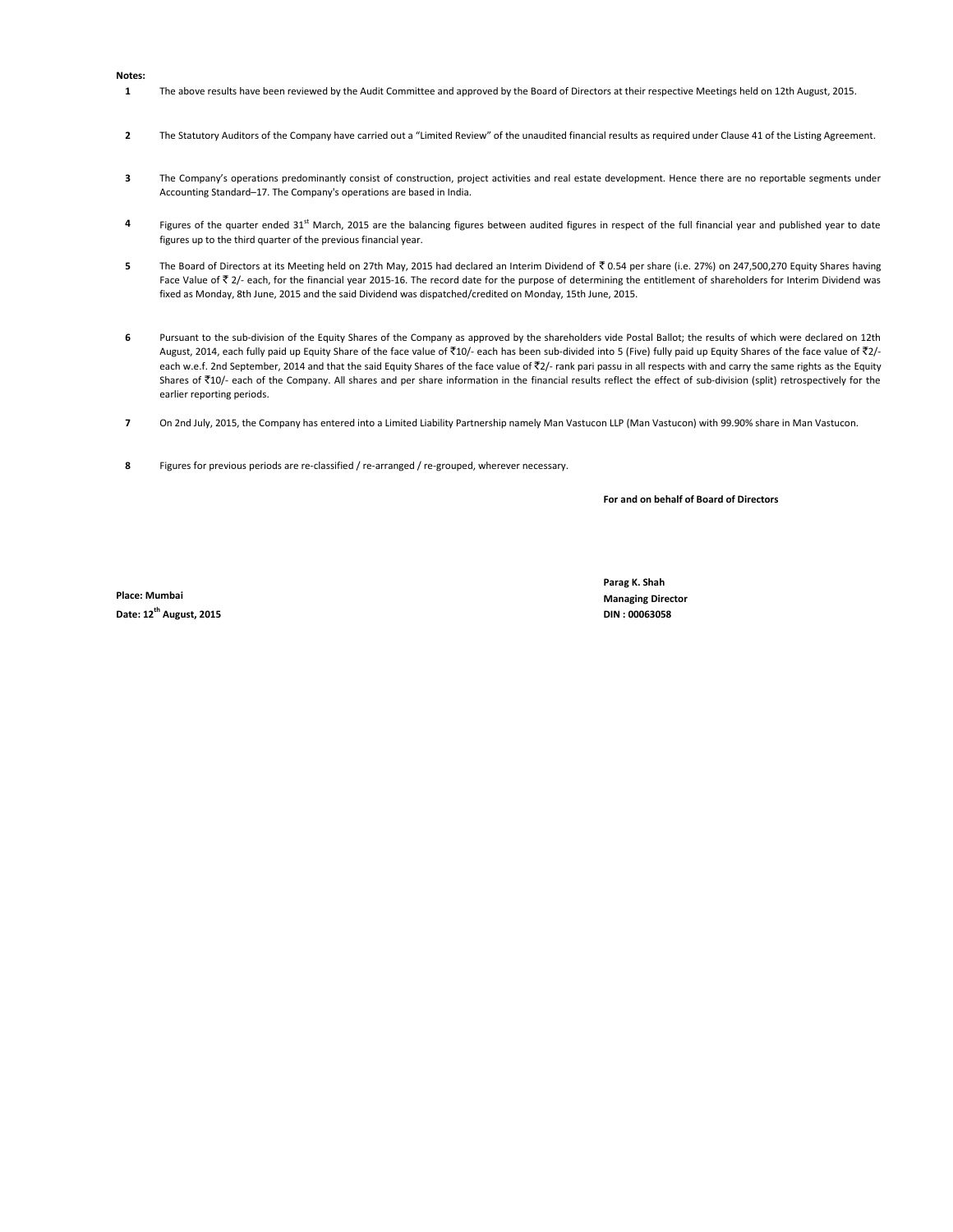**Notes:**

1. The above results have been reviewed by the Audit Committee and approved by the Board of Directors at their respective Meetings held on 12th August, 2015.

2. The Statutory Auditors of the Company have carried out a "Limited Review" of the unaudited financial results as required under Clause 41 of the Listing Agreement.

3. The Company's operations predominantly consist of construction, project activities and real estate development. Hence there are no reportable segments under Accounting Standard–17. The Company's operations are based in India.

4. Figures of the quarter ended 31st March, 2015 are the balancing figures between audited figures in respect of the full financial year and published year to date figures up to the third quarter of the previous financial year.

5. The Board of Directors at its Meeting held on 27th May, 2015 had declared an Interim Dividend of ₹ 0.54 per share (i.e. 27%) on 247,500,270 Equity Shares having Face Value of ₹ 2/- each, for the financial year 2015-16. The record date for the purpose of determining the entitlement of shareholders for Interim Dividend was fixed as Monday, 8th June, 2015 and the said Dividend was dispatched/credited on Monday, 15th June, 2015.

6. Pursuant to the sub-division of the Equity Shares of the Company as approved by the shareholders vide Postal Ballot; the results of which were declared on 12th August, 2014, each fully paid up Equity Share of the face value of ₹10/- each has been sub-divided into 5 (Five) fully paid up Equity Shares of the face value of ₹2/- each w.e.f. 2nd September, 2014 and that the said Equity Shares of the face value of ₹2/- rank pari passu in all respects with and carry the same rights as the Equity Shares of ₹10/- each of the Company. All shares and per share information in the financial results reflect the effect of sub-division (split) retrospectively for the earlier reporting periods.

7. On 2nd July, 2015, the Company has entered into a Limited Liability Partnership namely Man Vastucon LLP (Man Vastucon) with 99.90% share in Man Vastucon.

8. Figures for previous periods are re-classified / re-arranged / re-grouped, wherever necessary.

**For and on behalf of Board of Directors**

**Parag K. Shah**
**Managing Director**
**DIN : 00063058**

**Place: Mumbai**
**Date: 12th August, 2015**